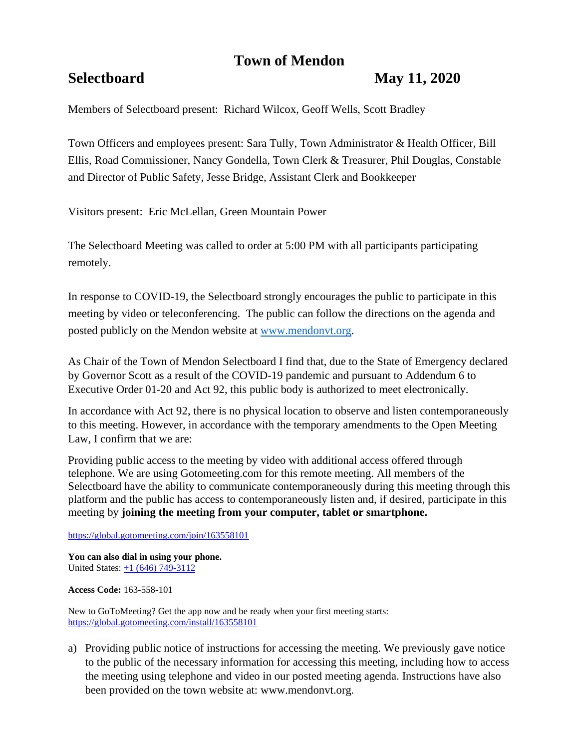# Town of Mendon

## Selectboard May 11, 2020

Members of Selectboard present: Richard Wilcox, Geoff Wells, Scott Bradley

Town Officers and employees present: Sara Tully, Town Administrator & Health Officer, Bill Ellis, Road Commissioner, Nancy Gondella, Town Clerk & Treasurer, Phil Douglas, Constable and Director of Public Safety, Jesse Bridge, Assistant Clerk and Bookkeeper

Visitors present: Eric McLellan, Green Mountain Power

The Selectboard Meeting was called to order at 5:00 PM with all participants participating remotely.

In response to COVID-19, the Selectboard strongly encourages the public to participate in this meeting by video or teleconferencing. The public can follow the directions on the agenda and posted publicly on the Mendon website at [www.mendonvt.org](http://www.mendonvt.org).

As Chair of the Town of Mendon Selectboard I find that, due to the State of Emergency declared by Governor Scott as a result of the COVID-19 pandemic and pursuant to Addendum 6 to Executive Order 01-20 and Act 92, this public body is authorized to meet electronically.

In accordance with Act 92, there is no physical location to observe and listen contemporaneously to this meeting. However, in accordance with the temporary amendments to the Open Meeting Law, I confirm that we are:

Providing public access to the meeting by video with additional access offered through telephone. We are using Gotomeeting.com for this remote meeting. All members of the Selectboard have the ability to communicate contemporaneously during this meeting through this platform and the public has access to contemporaneously listen and, if desired, participate in this meeting by **joining the meeting from your computer, tablet or smartphone.**

[https://global.gotomeeting.com/join/163558101](https://global.gotomeeting.com/join/163558101)

**You can also dial in using your phone.**
United States: [+1 (646) 749-3112](tel:+16467493112)

**Access Code:** 163-558-101

New to GoToMeeting? Get the app now and be ready when your first meeting starts:
[https://global.gotomeeting.com/install/163558101](https://global.gotomeeting.com/install/163558101)

a) Providing public notice of instructions for accessing the meeting. We previously gave notice to the public of the necessary information for accessing this meeting, including how to access the meeting using telephone and video in our posted meeting agenda. Instructions have also been provided on the town website at: www.mendonvt.org.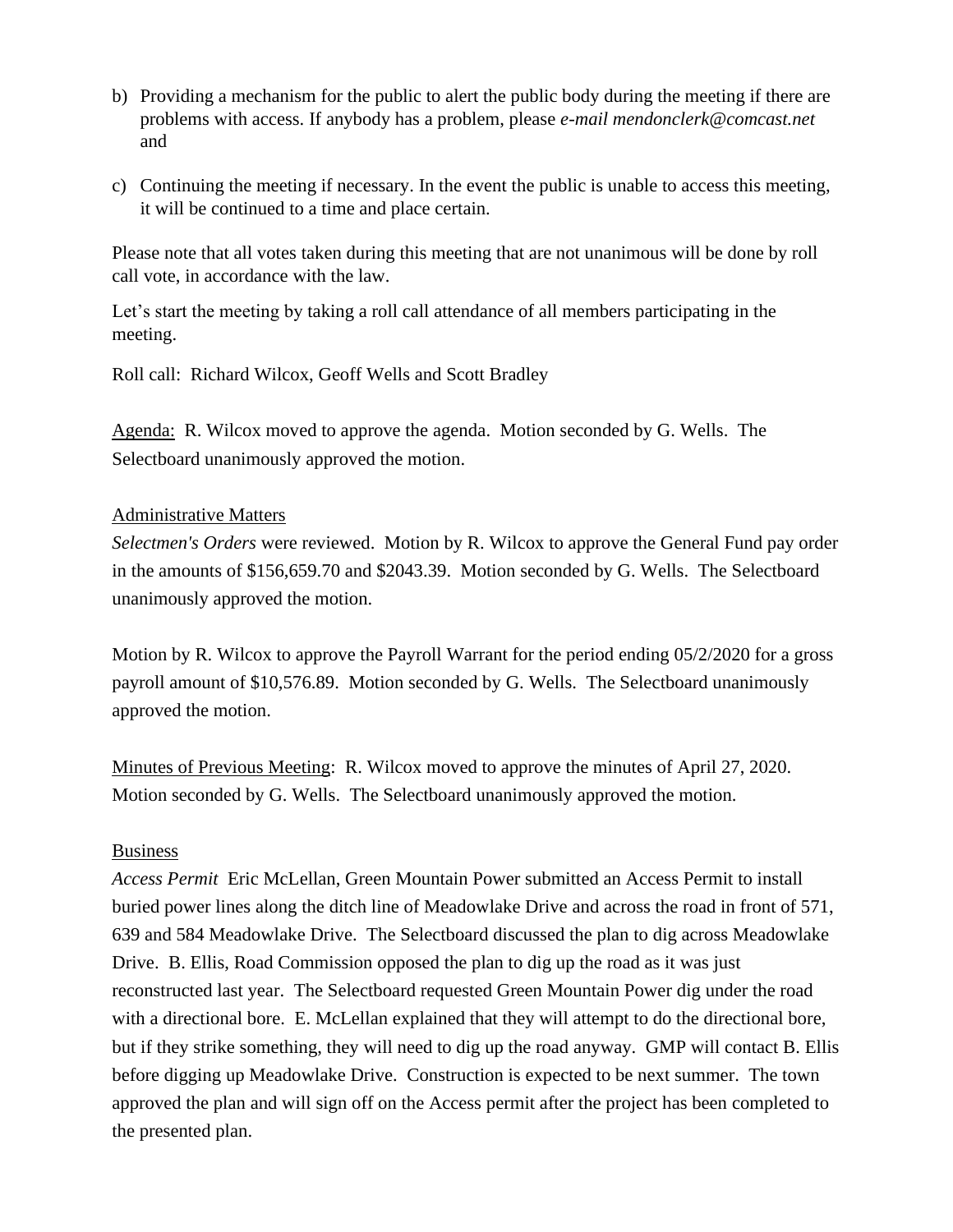b) Providing a mechanism for the public to alert the public body during the meeting if there are problems with access. If anybody has a problem, please *e-mail mendonclerk@comcast.net* and

c) Continuing the meeting if necessary. In the event the public is unable to access this meeting, it will be continued to a time and place certain.

Please note that all votes taken during this meeting that are not unanimous will be done by roll call vote, in accordance with the law.

Let's start the meeting by taking a roll call attendance of all members participating in the meeting.

Roll call: Richard Wilcox, Geoff Wells and Scott Bradley

Agenda: R. Wilcox moved to approve the agenda. Motion seconded by G. Wells. The Selectboard unanimously approved the motion.

Administrative Matters

*Selectmen's Orders* were reviewed. Motion by R. Wilcox to approve the General Fund pay order in the amounts of $156,659.70 and $2043.39. Motion seconded by G. Wells. The Selectboard unanimously approved the motion.

Motion by R. Wilcox to approve the Payroll Warrant for the period ending 05/2/2020 for a gross payroll amount of $10,576.89. Motion seconded by G. Wells. The Selectboard unanimously approved the motion.

Minutes of Previous Meeting: R. Wilcox moved to approve the minutes of April 27, 2020. Motion seconded by G. Wells. The Selectboard unanimously approved the motion.

Business

*Access Permit* Eric McLellan, Green Mountain Power submitted an Access Permit to install buried power lines along the ditch line of Meadowlake Drive and across the road in front of 571, 639 and 584 Meadowlake Drive. The Selectboard discussed the plan to dig across Meadowlake Drive. B. Ellis, Road Commission opposed the plan to dig up the road as it was just reconstructed last year. The Selectboard requested Green Mountain Power dig under the road with a directional bore. E. McLellan explained that they will attempt to do the directional bore, but if they strike something, they will need to dig up the road anyway. GMP will contact B. Ellis before digging up Meadowlake Drive. Construction is expected to be next summer. The town approved the plan and will sign off on the Access permit after the project has been completed to the presented plan.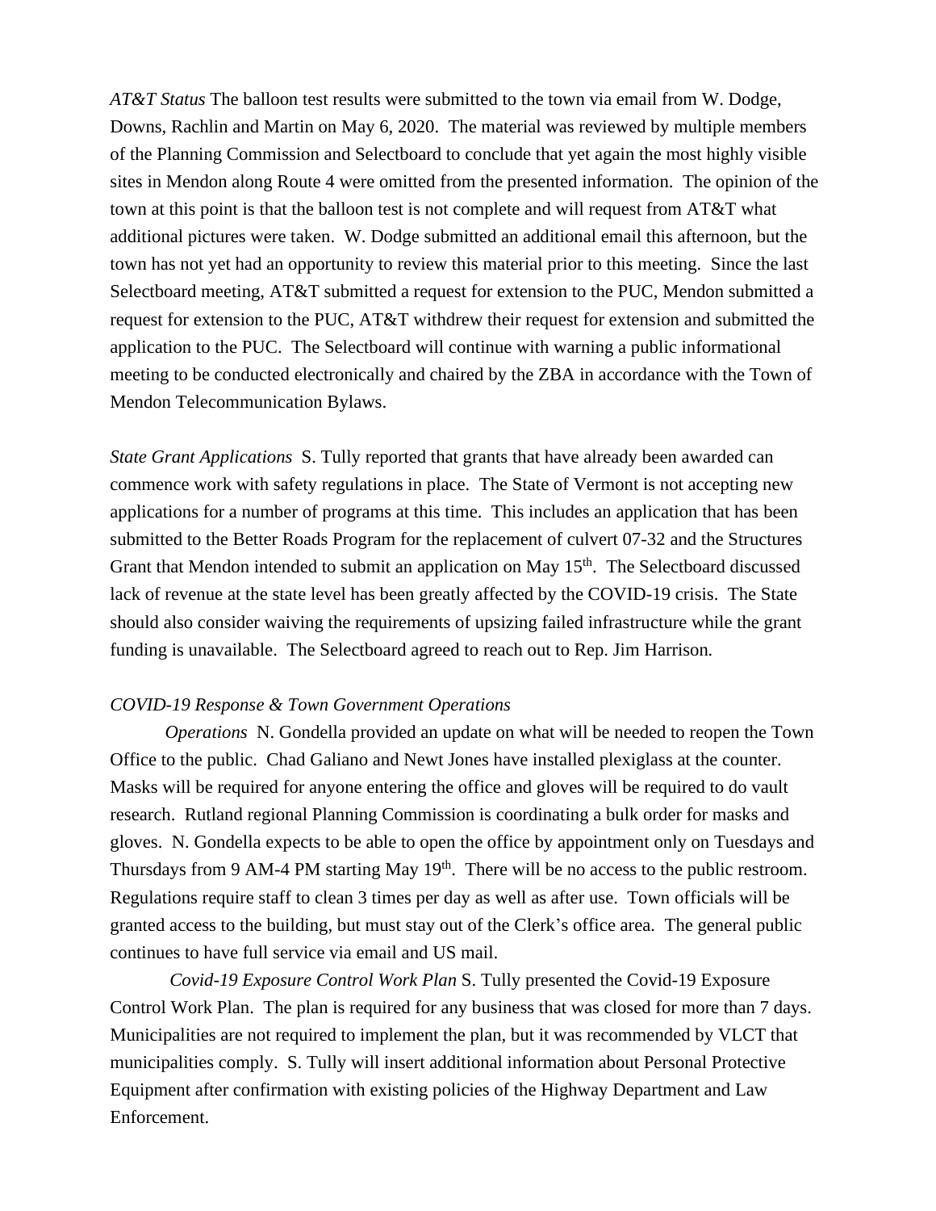*AT&T Status* The balloon test results were submitted to the town via email from W. Dodge, Downs, Rachlin and Martin on May 6, 2020. The material was reviewed by multiple members of the Planning Commission and Selectboard to conclude that yet again the most highly visible sites in Mendon along Route 4 were omitted from the presented information. The opinion of the town at this point is that the balloon test is not complete and will request from AT&T what additional pictures were taken. W. Dodge submitted an additional email this afternoon, but the town has not yet had an opportunity to review this material prior to this meeting. Since the last Selectboard meeting, AT&T submitted a request for extension to the PUC, Mendon submitted a request for extension to the PUC, AT&T withdrew their request for extension and submitted the application to the PUC. The Selectboard will continue with warning a public informational meeting to be conducted electronically and chaired by the ZBA in accordance with the Town of Mendon Telecommunication Bylaws.

*State Grant Applications* S. Tully reported that grants that have already been awarded can commence work with safety regulations in place. The State of Vermont is not accepting new applications for a number of programs at this time. This includes an application that has been submitted to the Better Roads Program for the replacement of culvert 07-32 and the Structures Grant that Mendon intended to submit an application on May 15th. The Selectboard discussed lack of revenue at the state level has been greatly affected by the COVID-19 crisis. The State should also consider waiving the requirements of upsizing failed infrastructure while the grant funding is unavailable. The Selectboard agreed to reach out to Rep. Jim Harrison.

*COVID-19 Response & Town Government Operations*

*Operations* N. Gondella provided an update on what will be needed to reopen the Town Office to the public. Chad Galiano and Newt Jones have installed plexiglass at the counter. Masks will be required for anyone entering the office and gloves will be required to do vault research. Rutland regional Planning Commission is coordinating a bulk order for masks and gloves. N. Gondella expects to be able to open the office by appointment only on Tuesdays and Thursdays from 9 AM-4 PM starting May 19th. There will be no access to the public restroom. Regulations require staff to clean 3 times per day as well as after use. Town officials will be granted access to the building, but must stay out of the Clerk's office area. The general public continues to have full service via email and US mail.

*Covid-19 Exposure Control Work Plan* S. Tully presented the Covid-19 Exposure Control Work Plan. The plan is required for any business that was closed for more than 7 days. Municipalities are not required to implement the plan, but it was recommended by VLCT that municipalities comply. S. Tully will insert additional information about Personal Protective Equipment after confirmation with existing policies of the Highway Department and Law Enforcement.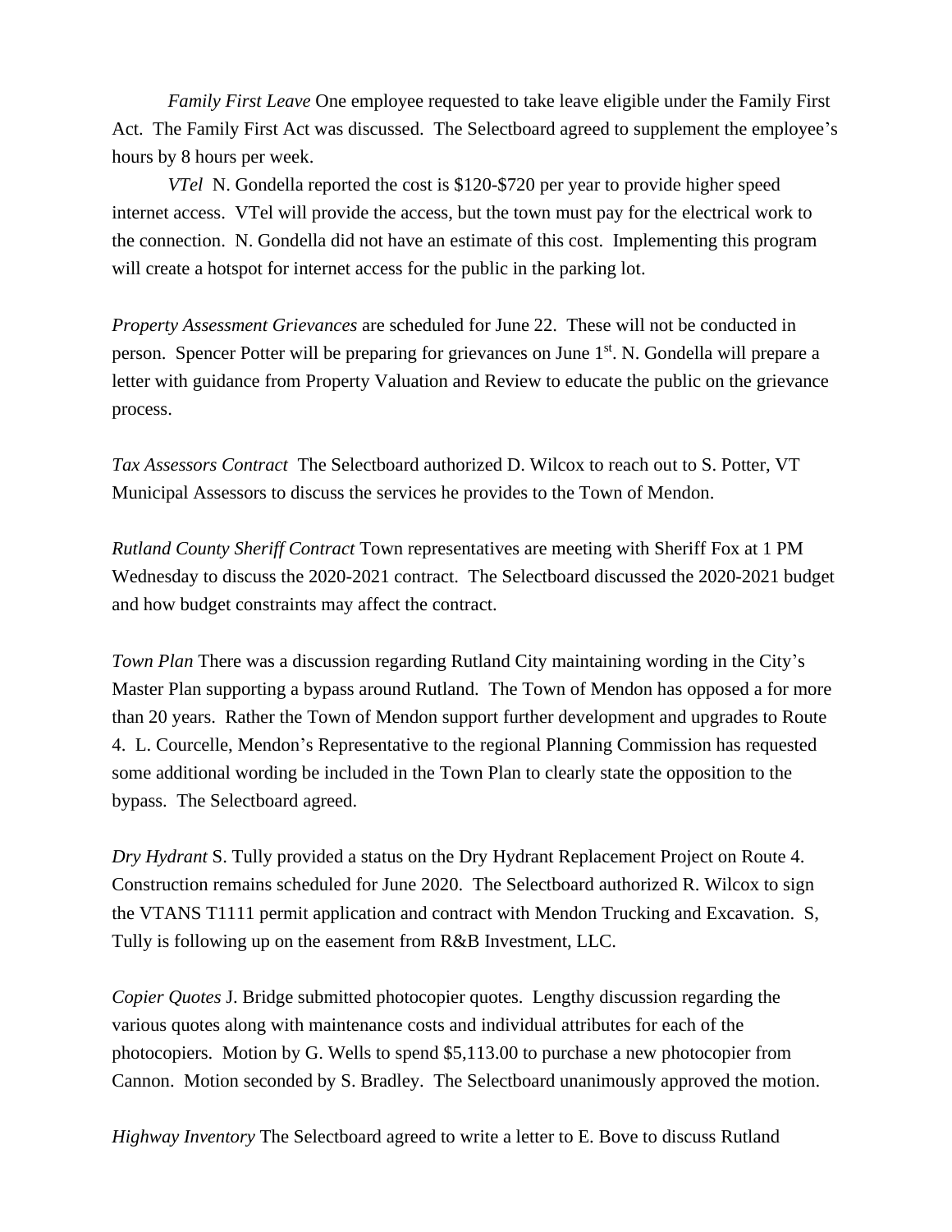*Family First Leave* One employee requested to take leave eligible under the Family First Act. The Family First Act was discussed. The Selectboard agreed to supplement the employee's hours by 8 hours per week.

*VTel* N. Gondella reported the cost is $120-$720 per year to provide higher speed internet access. VTel will provide the access, but the town must pay for the electrical work to the connection. N. Gondella did not have an estimate of this cost. Implementing this program will create a hotspot for internet access for the public in the parking lot.

*Property Assessment Grievances* are scheduled for June 22. These will not be conducted in person. Spencer Potter will be preparing for grievances on June 1st. N. Gondella will prepare a letter with guidance from Property Valuation and Review to educate the public on the grievance process.

*Tax Assessors Contract* The Selectboard authorized D. Wilcox to reach out to S. Potter, VT Municipal Assessors to discuss the services he provides to the Town of Mendon.

*Rutland County Sheriff Contract* Town representatives are meeting with Sheriff Fox at 1 PM Wednesday to discuss the 2020-2021 contract. The Selectboard discussed the 2020-2021 budget and how budget constraints may affect the contract.

*Town Plan* There was a discussion regarding Rutland City maintaining wording in the City's Master Plan supporting a bypass around Rutland. The Town of Mendon has opposed a for more than 20 years. Rather the Town of Mendon support further development and upgrades to Route 4. L. Courcelle, Mendon's Representative to the regional Planning Commission has requested some additional wording be included in the Town Plan to clearly state the opposition to the bypass. The Selectboard agreed.

*Dry Hydrant* S. Tully provided a status on the Dry Hydrant Replacement Project on Route 4. Construction remains scheduled for June 2020. The Selectboard authorized R. Wilcox to sign the VTANS T1111 permit application and contract with Mendon Trucking and Excavation. S, Tully is following up on the easement from R&B Investment, LLC.

*Copier Quotes* J. Bridge submitted photocopier quotes. Lengthy discussion regarding the various quotes along with maintenance costs and individual attributes for each of the photocopiers. Motion by G. Wells to spend $5,113.00 to purchase a new photocopier from Cannon. Motion seconded by S. Bradley. The Selectboard unanimously approved the motion.

*Highway Inventory* The Selectboard agreed to write a letter to E. Bove to discuss Rutland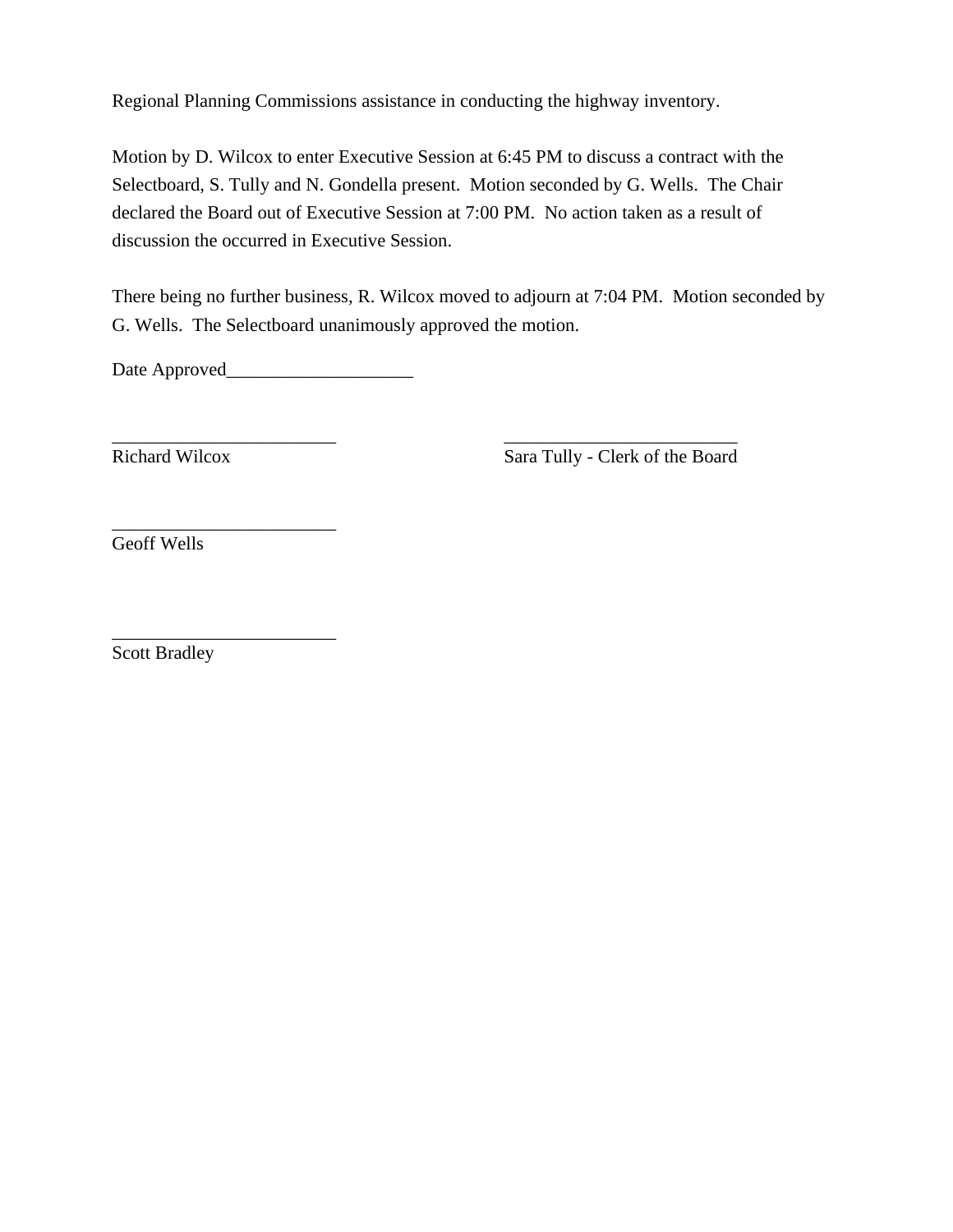Regional Planning Commissions assistance in conducting the highway inventory.

Motion by D. Wilcox to enter Executive Session at 6:45 PM to discuss a contract with the Selectboard, S. Tully and N. Gondella present. Motion seconded by G. Wells. The Chair declared the Board out of Executive Session at 7:00 PM. No action taken as a result of discussion the occurred in Executive Session.

There being no further business, R. Wilcox moved to adjourn at 7:04 PM. Motion seconded by G. Wells. The Selectboard unanimously approved the motion.

Date Approved____________________

________________________
Richard Wilcox

________________________
Sara Tully - Clerk of the Board

________________________
Geoff Wells

________________________
Scott Bradley